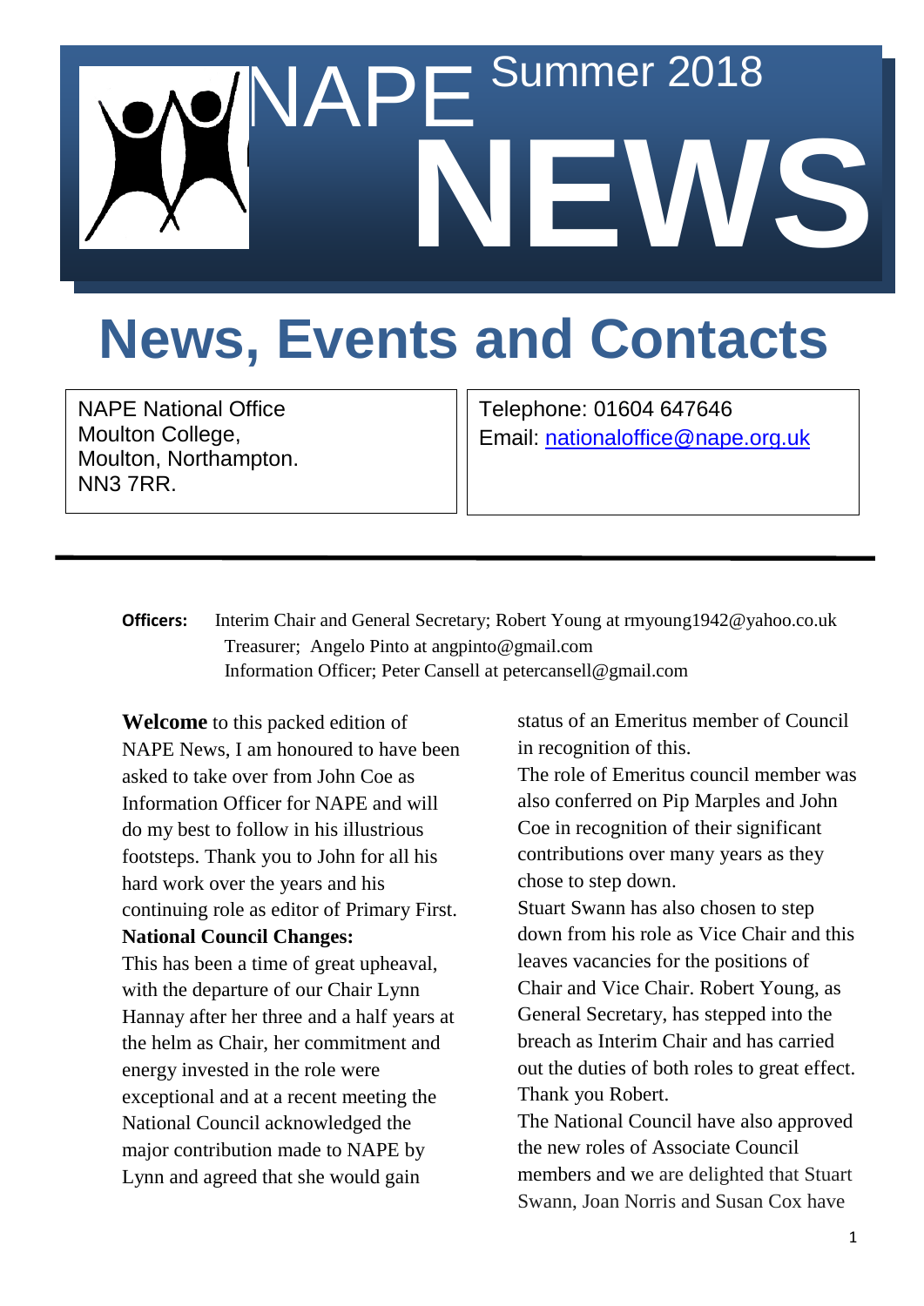# NAPE Summer 2018 NEWS

# News, Events and Contacts

| NAPE National Office<br>Moulton College,<br>Moulton, Northampton.<br>NN3 7RR. | Telephone: 01604 647646<br>Email: nationaloffice@nape.org.uk |
|---|---|

**Officers:** Interim Chair and General Secretary; Robert Young at rmyoung1942@yahoo.co.uk
Treasurer; Angelo Pinto at angpinto@gmail.com
Information Officer; Peter Cansell at petercansell@gmail.com

**Welcome** to this packed edition of NAPE News, I am honoured to have been asked to take over from John Coe as Information Officer for NAPE and will do my best to follow in his illustrious footsteps. Thank you to John for all his hard work over the years and his continuing role as editor of Primary First.

**National Council Changes:**

This has been a time of great upheaval, with the departure of our Chair Lynn Hannay after her three and a half years at the helm as Chair, her commitment and energy invested in the role were exceptional and at a recent meeting the National Council acknowledged the major contribution made to NAPE by Lynn and agreed that she would gain status of an Emeritus member of Council in recognition of this.

The role of Emeritus council member was also conferred on Pip Marples and John Coe in recognition of their significant contributions over many years as they chose to step down.

Stuart Swann has also chosen to step down from his role as Vice Chair and this leaves vacancies for the positions of Chair and Vice Chair. Robert Young, as General Secretary, has stepped into the breach as Interim Chair and has carried out the duties of both roles to great effect. Thank you Robert.

The National Council have also approved the new roles of Associate Council members and we are delighted that Stuart Swann, Joan Norris and Susan Cox have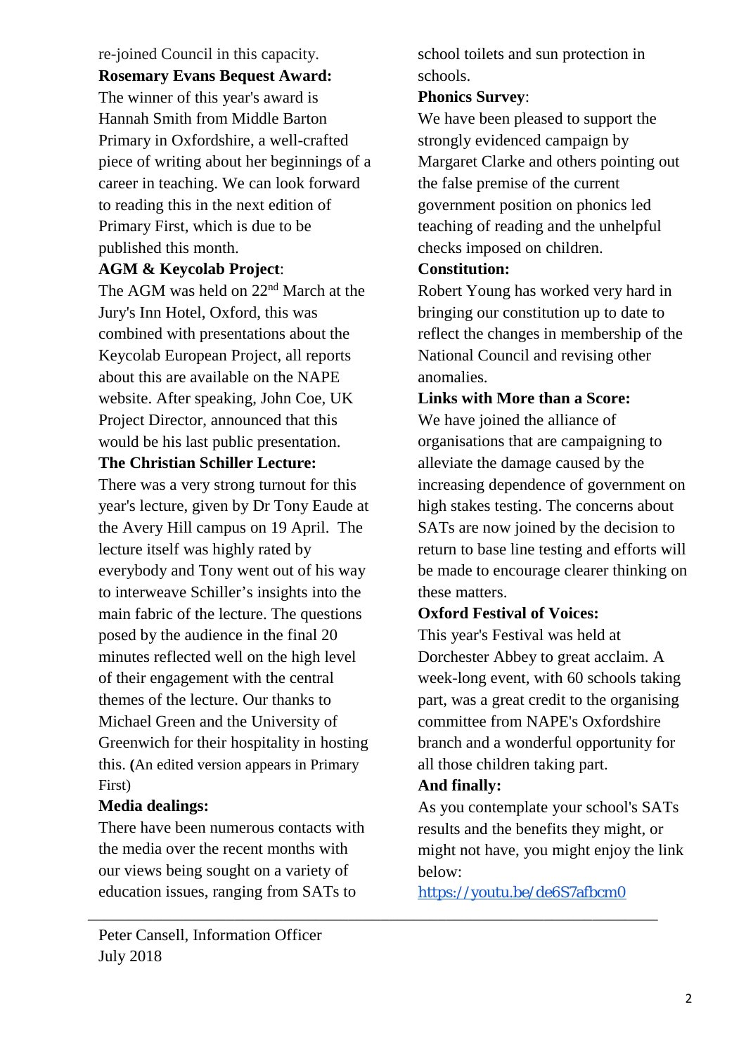re-joined Council in this capacity.

**Rosemary Evans Bequest Award:**
The winner of this year's award is Hannah Smith from Middle Barton Primary in Oxfordshire, a well-crafted piece of writing about her beginnings of a career in teaching. We can look forward to reading this in the next edition of Primary First, which is due to be published this month.

**AGM & Keycolab Project**:
The AGM was held on 22nd March at the Jury's Inn Hotel, Oxford, this was combined with presentations about the Keycolab European Project, all reports about this are available on the NAPE website. After speaking, John Coe, UK Project Director, announced that this would be his last public presentation.

**The Christian Schiller Lecture:**
There was a very strong turnout for this year's lecture, given by Dr Tony Eaude at the Avery Hill campus on 19 April. The lecture itself was highly rated by everybody and Tony went out of his way to interweave Schiller's insights into the main fabric of the lecture. The questions posed by the audience in the final 20 minutes reflected well on the high level of their engagement with the central themes of the lecture. Our thanks to Michael Green and the University of Greenwich for their hospitality in hosting this. **(**An edited version appears in Primary First)

**Media dealings:**
There have been numerous contacts with the media over the recent months with our views being sought on a variety of education issues, ranging from SATs to school toilets and sun protection in schools.

**Phonics Survey**:
We have been pleased to support the strongly evidenced campaign by Margaret Clarke and others pointing out the false premise of the current government position on phonics led teaching of reading and the unhelpful checks imposed on children.

**Constitution:**
Robert Young has worked very hard in bringing our constitution up to date to reflect the changes in membership of the National Council and revising other anomalies.

**Links with More than a Score:**
We have joined the alliance of organisations that are campaigning to alleviate the damage caused by the increasing dependence of government on high stakes testing. The concerns about SATs are now joined by the decision to return to base line testing and efforts will be made to encourage clearer thinking on these matters.

**Oxford Festival of Voices:**
This year's Festival was held at Dorchester Abbey to great acclaim. A week-long event, with 60 schools taking part, was a great credit to the organising committee from NAPE's Oxfordshire branch and a wonderful opportunity for all those children taking part.

**And finally:**
As you contemplate your school's SATs results and the benefits they might, or might not have, you might enjoy the link below:
https://youtu.be/de6S7afbcm0

---

Peter Cansell, Information Officer
July 2018